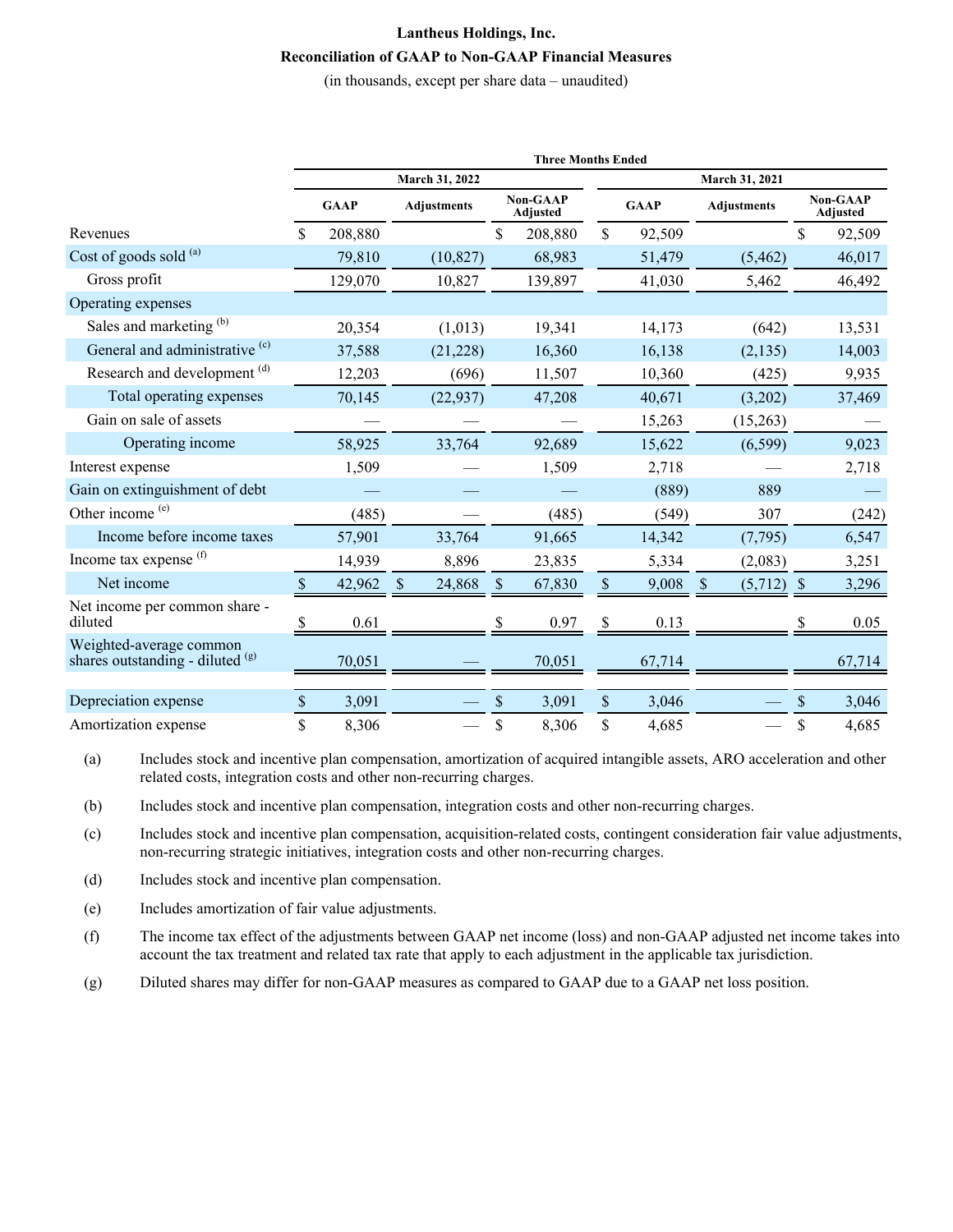**Lantheus Holdings, Inc.**

**Reconciliation of GAAP to Non-GAAP Financial Measures**

(in thousands, except per share data – unaudited)

| | Three Months Ended | | | | | |
|---|---|---|---|---|---|---|
| | March 31, 2022 | | | March 31, 2021 | | |
| | GAAP | Adjustments | Non-GAAP Adjusted | GAAP | Adjustments | Non-GAAP Adjusted |
| Revenues | $ 208,880 | | $ 208,880 | $ 92,509 | | $ 92,509 |
| Cost of goods sold [(a)] | 79,810 | (10,827) | 68,983 | 51,479 | (5,462) | 46,017 |
| Gross profit | 129,070 | 10,827 | 139,897 | 41,030 | 5,462 | 46,492 |
| Operating expenses | | | | | | |
| Sales and marketing [(b)] | 20,354 | (1,013) | 19,341 | 14,173 | (642) | 13,531 |
| General and administrative [(c)] | 37,588 | (21,228) | 16,360 | 16,138 | (2,135) | 14,003 |
| Research and development [(d)] | 12,203 | (696) | 11,507 | 10,360 | (425) | 9,935 |
| Total operating expenses | 70,145 | (22,937) | 47,208 | 40,671 | (3,202) | 37,469 |
| Gain on sale of assets | — | — | — | 15,263 | (15,263) | — |
| Operating income | 58,925 | 33,764 | 92,689 | 15,622 | (6,599) | 9,023 |
| Interest expense | 1,509 | — | 1,509 | 2,718 | — | 2,718 |
| Gain on extinguishment of debt | — | — | — | (889) | 889 | — |
| Other income [(e)] | (485) | — | (485) | (549) | 307 | (242) |
| Income before income taxes | 57,901 | 33,764 | 91,665 | 14,342 | (7,795) | 6,547 |
| Income tax expense [(f)] | 14,939 | 8,896 | 23,835 | 5,334 | (2,083) | 3,251 |
| Net income | $ 42,962 | $ 24,868 | $ 67,830 | $ 9,008 | $ (5,712) | $ 3,296 |
| Net income per common share - diluted | $ 0.61 | | $ 0.97 | $ 0.13 | | $ 0.05 |
| Weighted-average common shares outstanding - diluted [(g)] | 70,051 | — | 70,051 | 67,714 | | 67,714 |
| Depreciation expense | $ 3,091 | — | $ 3,091 | $ 3,046 | — | $ 3,046 |
| Amortization expense | $ 8,306 | — | $ 8,306 | $ 4,685 | — | $ 4,685 |

(a) Includes stock and incentive plan compensation, amortization of acquired intangible assets, ARO acceleration and other related costs, integration costs and other non-recurring charges.

(b) Includes stock and incentive plan compensation, integration costs and other non-recurring charges.

(c) Includes stock and incentive plan compensation, acquisition-related costs, contingent consideration fair value adjustments, non-recurring strategic initiatives, integration costs and other non-recurring charges.

(d) Includes stock and incentive plan compensation.

(e) Includes amortization of fair value adjustments.

(f) The income tax effect of the adjustments between GAAP net income (loss) and non-GAAP adjusted net income takes into account the tax treatment and related tax rate that apply to each adjustment in the applicable tax jurisdiction.

(g) Diluted shares may differ for non-GAAP measures as compared to GAAP due to a GAAP net loss position.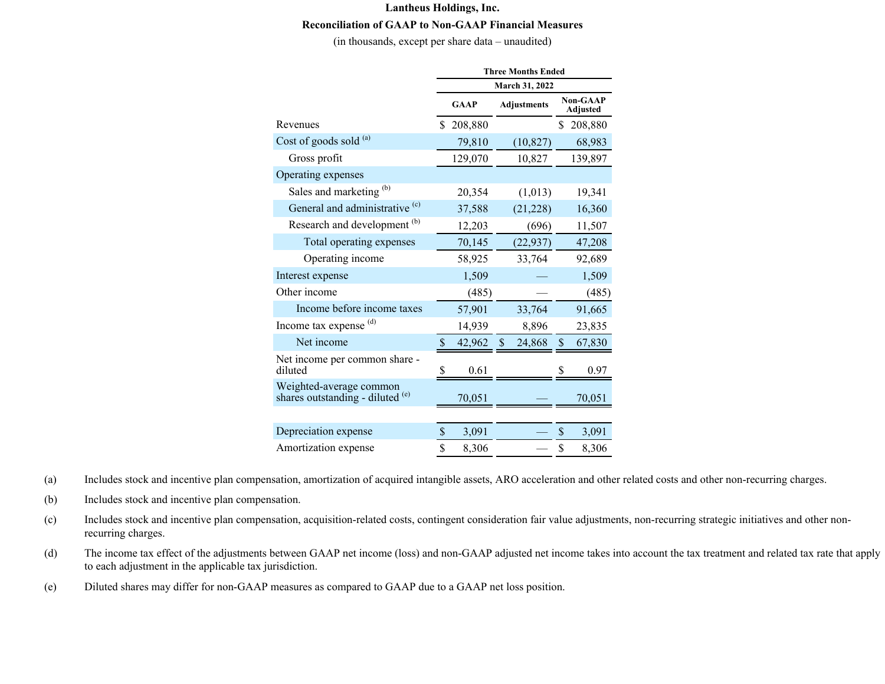**Lantheus Holdings, Inc.**

**Reconciliation of GAAP to Non-GAAP Financial Measures**

(in thousands, except per share data – unaudited)

| | Three Months Ended March 31, 2022 | | |
|---|---|---|---|
| | GAAP | Adjustments | Non-GAAP Adjusted |
| Revenues | $ 208,880 | | $ 208,880 |
| Cost of goods sold [(a)] | 79,810 | (10,827) | 68,983 |
| Gross profit | 129,070 | 10,827 | 139,897 |
| Operating expenses | | | |
| Sales and marketing [(b)] | 20,354 | (1,013) | 19,341 |
| General and administrative [(c)] | 37,588 | (21,228) | 16,360 |
| Research and development [(b)] | 12,203 | (696) | 11,507 |
| Total operating expenses | 70,145 | (22,937) | 47,208 |
| Operating income | 58,925 | 33,764 | 92,689 |
| Interest expense | 1,509 | — | 1,509 |
| Other income | (485) | — | (485) |
| Income before income taxes | 57,901 | 33,764 | 91,665 |
| Income tax expense [(d)] | 14,939 | 8,896 | 23,835 |
| Net income | $ 42,962 | $ 24,868 | $ 67,830 |
| Net income per common share - diluted | $ 0.61 | | $ 0.97 |
| Weighted-average common shares outstanding - diluted [(e)] | 70,051 | — | 70,051 |
| | | | |
| Depreciation expense | $ 3,091 | — | $ 3,091 |
| Amortization expense | $ 8,306 | — | $ 8,306 |

(a) Includes stock and incentive plan compensation, amortization of acquired intangible assets, ARO acceleration and other related costs and other non-recurring charges.

(b) Includes stock and incentive plan compensation.

(c) Includes stock and incentive plan compensation, acquisition-related costs, contingent consideration fair value adjustments, non-recurring strategic initiatives and other non-recurring charges.

(d) The income tax effect of the adjustments between GAAP net income (loss) and non-GAAP adjusted net income takes into account the tax treatment and related tax rate that apply to each adjustment in the applicable tax jurisdiction.

(e) Diluted shares may differ for non-GAAP measures as compared to GAAP due to a GAAP net loss position.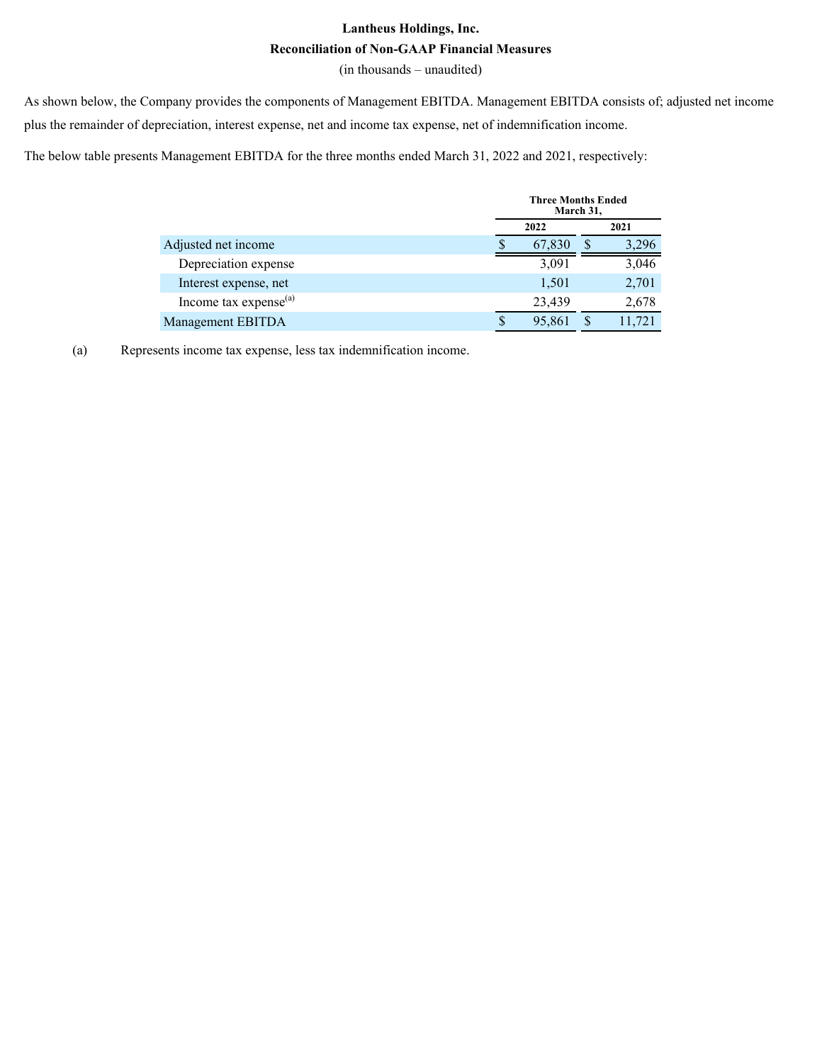**Lantheus Holdings, Inc.**

**Reconciliation of Non-GAAP Financial Measures**

(in thousands – unaudited)

As shown below, the Company provides the components of Management EBITDA. Management EBITDA consists of; adjusted net income plus the remainder of depreciation, interest expense, net and income tax expense, net of indemnification income.

The below table presents Management EBITDA for the three months ended March 31, 2022 and 2021, respectively:

| | Three Months Ended March 31, | |
|---|---|---|
| | 2022 | 2021 |
| Adjusted net income | $ 67,830 | $ 3,296 |
| Depreciation expense | 3,091 | 3,046 |
| Interest expense, net | 1,501 | 2,701 |
| Income tax expense[(a)] | 23,439 | 2,678 |
| Management EBITDA | $ 95,861 | $ 11,721 |

(a) Represents income tax expense, less tax indemnification income.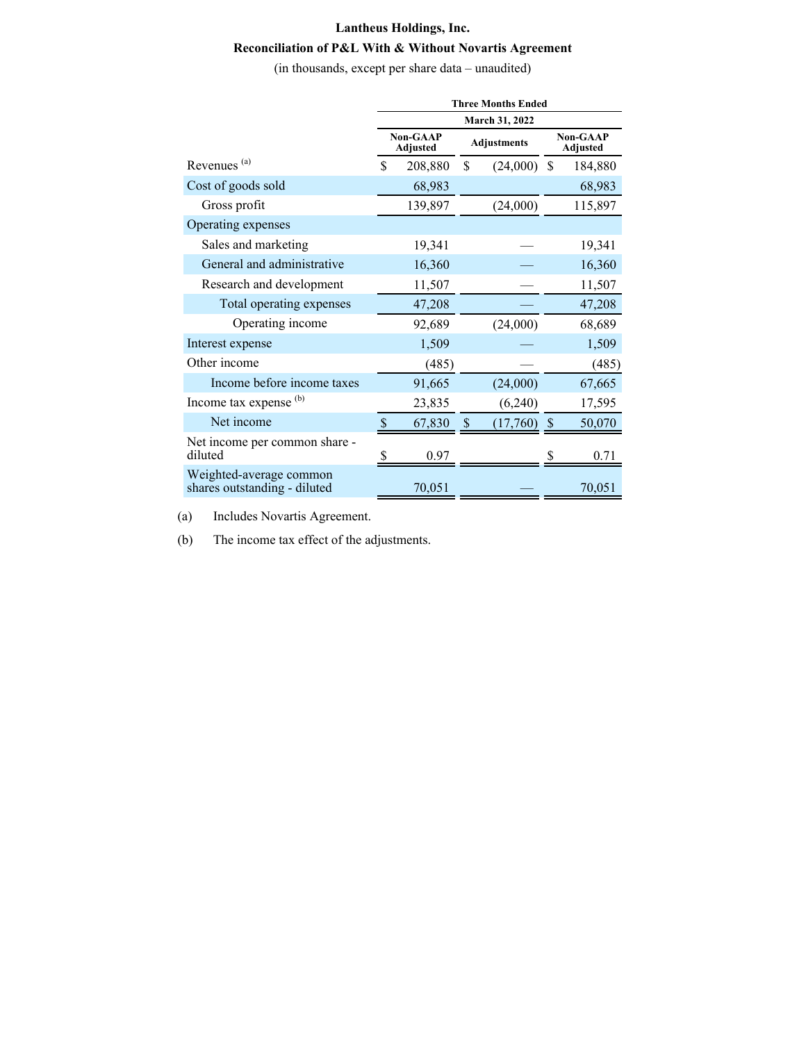**Lantheus Holdings, Inc.**

**Reconciliation of P&L With & Without Novartis Agreement**

(in thousands, except per share data – unaudited)

| | Three Months Ended March 31, 2022 | | |
|---|---|---|---|
| | Non-GAAP Adjusted | Adjustments | Non-GAAP Adjusted |
| Revenues [(a)] | $ 208,880 | $ (24,000) | $ 184,880 |
| Cost of goods sold | 68,983 | | 68,983 |
| Gross profit | 139,897 | (24,000) | 115,897 |
| Operating expenses | | | |
| Sales and marketing | 19,341 | — | 19,341 |
| General and administrative | 16,360 | — | 16,360 |
| Research and development | 11,507 | — | 11,507 |
| Total operating expenses | 47,208 | — | 47,208 |
| Operating income | 92,689 | (24,000) | 68,689 |
| Interest expense | 1,509 | — | 1,509 |
| Other income | (485) | — | (485) |
| Income before income taxes | 91,665 | (24,000) | 67,665 |
| Income tax expense [(b)] | 23,835 | (6,240) | 17,595 |
| Net income | $ 67,830 | $ (17,760) | $ 50,070 |
| Net income per common share - diluted | $ 0.97 | | $ 0.71 |
| Weighted-average common shares outstanding - diluted | 70,051 | — | 70,051 |

(a) Includes Novartis Agreement.

(b) The income tax effect of the adjustments.